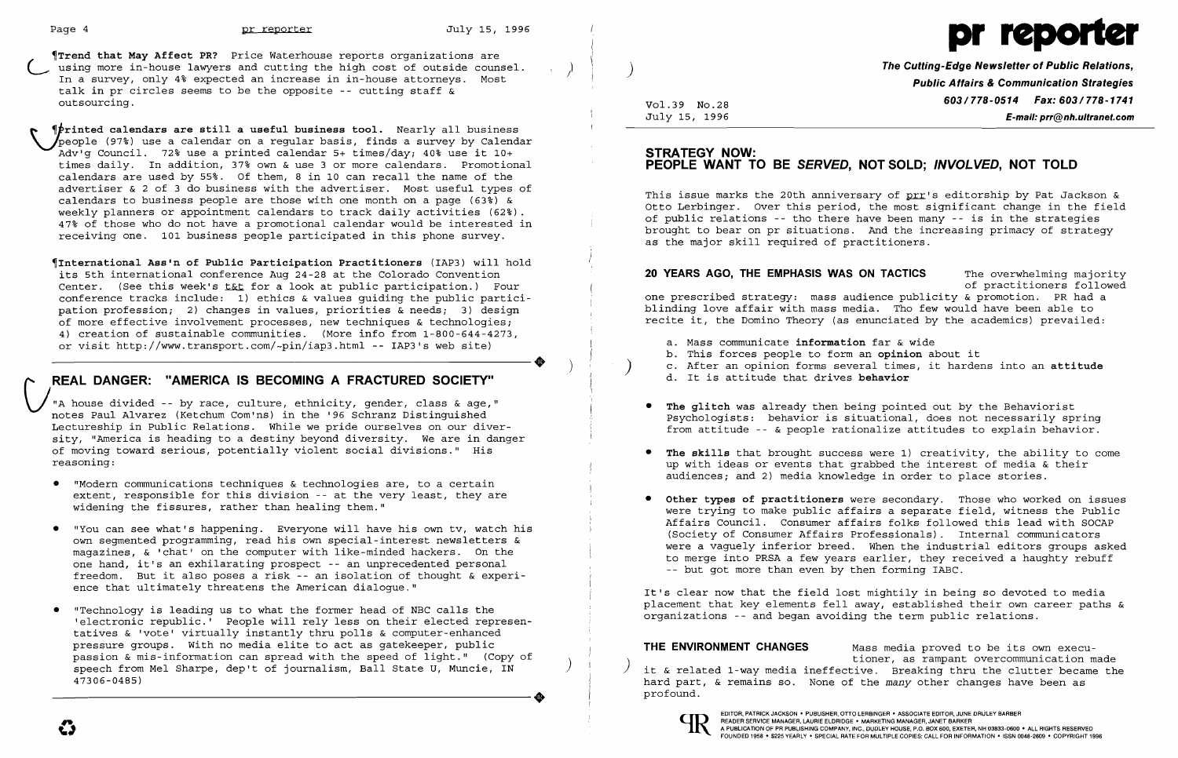¶**Trend that May Affect PR?** Price Waterhouse reports organizations are using more in-house lawyers and cutting the high cost of outside counsel. In a survey, only 4% expected an increase in in-house attorneys. Most talk in pr circles seems to be the opposite -- cutting staff & outsourcing.

¶**Printed calendars are still a useful business tool.** Nearly all business people (97%) use a calendar on a regular basis, finds a survey by Calendar Adv'g Council. 72% use a printed calendar 5+ times/day; 40% use it 10+ times daily. In addition, 37% own & use 3 or more calendars. Promotional calendars are used by 55%. Of them, 8 in 10 can recall the name of the advertiser & 2 of 3 do business with the advertiser. Most useful types of calendars to business people are those with one month on a page (63%) & weekly planners or appointment calendars to track daily activities (62%). 47% of those who do not have a promotional calendar would be interested in receiving one. 101 business people participated in this phone survey.

¶**International Ass'n of Public Participation Practitioners** (IAP3) will hold its 5th international conference Aug 24-28 at the Colorado Convention Center. (See this week's t&t for a look at public participation.) Four conference tracks include: 1) ethics & values guiding the public participation profession; 2) changes in values, priorities & needs; 3) design of more effective involvement processes, new techniques & technologies; 4) creation of sustainable communities. (More info from 1-800-644-4273, or visit http://www.transport.com/~pin/iap3.html -- IAP3's web site)

## REAL DANGER: "AMERICA IS BECOMING A FRACTURED SOCIETY"

"A house divided -- by race, culture, ethnicity, gender, class & age," notes Paul Alvarez (Ketchum Com'ns) in the '96 Schranz Distinguished Lectureship in Public Relations. While we pride ourselves on our diversity, "America is heading to a destiny beyond diversity. We are in danger of moving toward serious, potentially violent social divisions." His reasoning:

- "Modern communications techniques & technologies are, to a certain extent, responsible for this division -- at the very least, they are widening the fissures, rather than healing them."
- "You can see what's happening. Everyone will have his own tv, watch his own segmented programming, read his own special-interest newsletters & magazines, & 'chat' on the computer with like-minded hackers. On the one hand, it's an exhilarating prospect -- an unprecedented personal freedom. But it also poses a risk -- an isolation of thought & experience that ultimately threatens the American dialogue."
- "Technology is leading us to what the former head of NBC calls the 'electronic republic.' People will rely less on their elected representatives & 'vote' virtually instantly thru polls & computer-enhanced pressure groups. With no media elite to act as gatekeeper, public passion & mis-information can spread with the speed of light." (Copy of speech from Mel Sharpe, dep't of journalism, Ball State U, Muncie, IN 47306-0485)

# pr reporter

***The Cutting-Edge Newsletter of Public Relations, Public Affairs & Communication Strategies***
**603/778-0514 Fax: 603/778-1741**
***E-mail: prr@nh.ultranet.com***

Vol.39 No.28
July 15, 1996

## STRATEGY NOW: PEOPLE WANT TO BE *SERVED*, NOT SOLD; *INVOLVED*, NOT TOLD

This issue marks the 20th anniversary of prr's editorship by Pat Jackson & Otto Lerbinger. Over this period, the most significant change in the field of public relations -- tho there have been many -- is in the strategies brought to bear on pr situations. And the increasing primacy of strategy as the major skill required of practitioners.

**20 YEARS AGO, THE EMPHASIS WAS ON TACTICS** The overwhelming majority of practitioners followed one prescribed strategy: mass audience publicity & promotion. PR had a blinding love affair with mass media. Tho few would have been able to recite it, the Domino Theory (as enunciated by the academics) prevailed:

a. Mass communicate **information** far & wide
b. This forces people to form an **opinion** about it
c. After an opinion forms several times, it hardens into an **attitude**
d. It is attitude that drives **behavior**

- **The glitch** was already then being pointed out by the Behaviorist Psychologists: behavior is situational, does not necessarily spring from attitude -- & people rationalize attitudes to explain behavior.
- **The skills** that brought success were 1) creativity, the ability to come up with ideas or events that grabbed the interest of media & their audiences; and 2) media knowledge in order to place stories.
- **Other types of practitioners** were secondary. Those who worked on issues were trying to make public affairs a separate field, witness the Public Affairs Council. Consumer affairs folks followed this lead with SOCAP (Society of Consumer Affairs Professionals). Internal communicators were a vaguely inferior breed. When the industrial editors groups asked to merge into PRSA a few years earlier, they received a haughty rebuff -- but got more than even by then forming IABC.

It's clear now that the field lost mightily in being so devoted to media placement that key elements fell away, established their own career paths & organizations -- and began avoiding the term public relations.

**THE ENVIRONMENT CHANGES** Mass media proved to be its own executioner, as rampant overcommunication made it & related 1-way media ineffective. Breaking thru the clutter became the hard part, & remains so. None of the *many* other changes have been as profound.

EDITOR, PATRICK JACKSON • PUBLISHER, OTTO LERBINGER • ASSOCIATE EDITOR, JUNE DRULEY BARBER
READER SERVICE MANAGER, LAURIE ELDRIDGE • MARKETING MANAGER, JANET BARKER
A PUBLICATION OF PR PUBLISHING COMPANY, INC., DUDLEY HOUSE, P.O. BOX 600, EXETER, NH 03833-0600 • ALL RIGHTS RESERVED
FOUNDED 1958 • $225 YEARLY • SPECIAL RATE FOR MULTIPLE COPIES: CALL FOR INFORMATION • ISSN 0048-2609 • COPYRIGHT 1996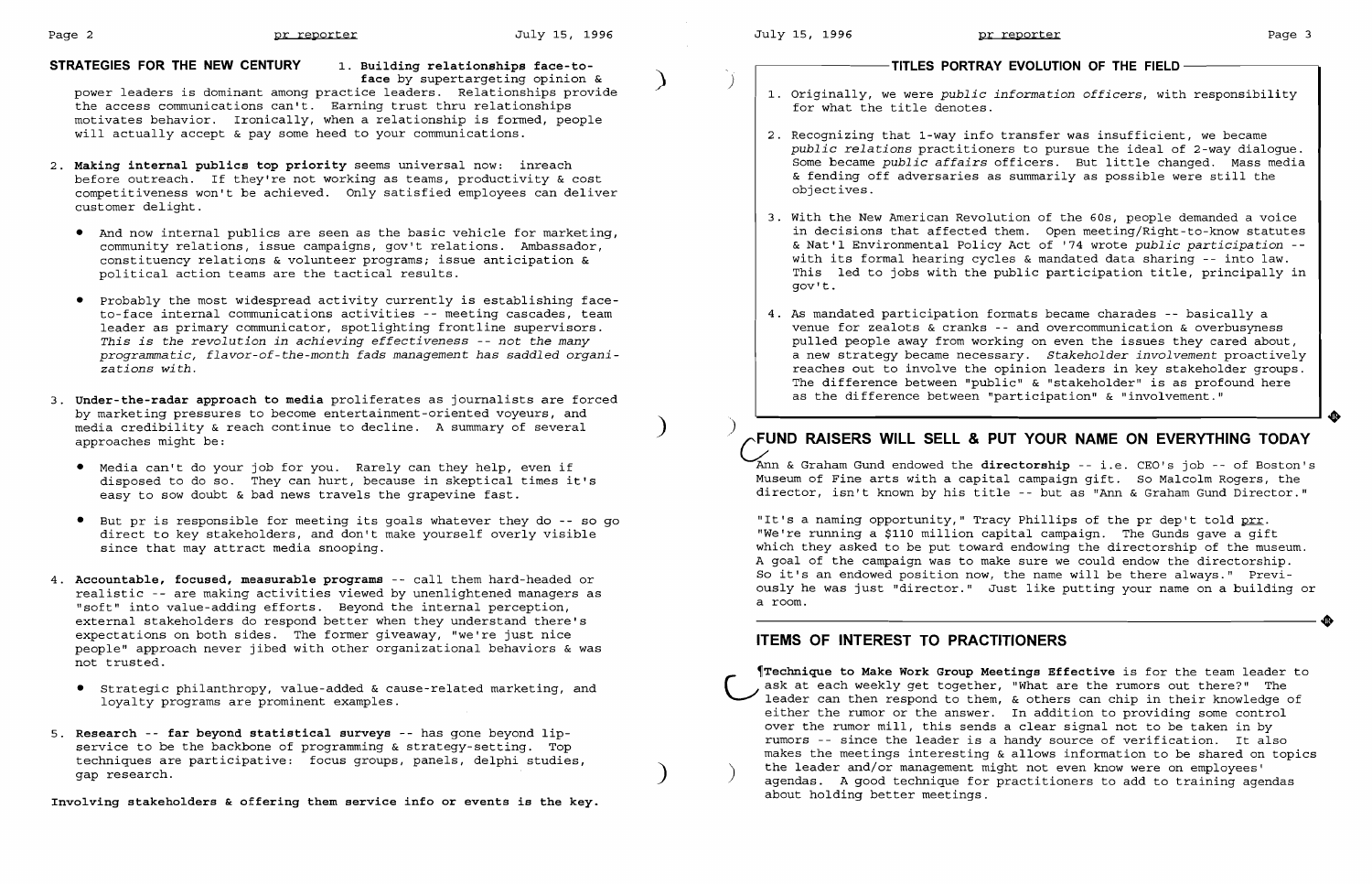## STRATEGIES FOR THE NEW CENTURY

1. **Building relationships face-to-face** by supertargeting opinion & power leaders is dominant among practice leaders. Relationships provide the access communications can't. Earning trust thru relationships motivates behavior. Ironically, when a relationship is formed, people will actually accept & pay some heed to your communications.

2. **Making internal publics top priority** seems universal now: inreach before outreach. If they're not working as teams, productivity & cost competitiveness won't be achieved. Only satisfied employees can deliver customer delight.

   - And now internal publics are seen as the basic vehicle for marketing, community relations, issue campaigns, gov't relations. Ambassador, constituency relations & volunteer programs; issue anticipation & political action teams are the tactical results.

   - Probably the most widespread activity currently is establishing face-to-face internal communications activities -- meeting cascades, team leader as primary communicator, spotlighting frontline supervisors. *This is the revolution in achieving effectiveness -- not the many programmatic, flavor-of-the-month fads management has saddled organizations with.*

3. **Under-the-radar approach to media** proliferates as journalists are forced by marketing pressures to become entertainment-oriented voyeurs, and media credibility & reach continue to decline. A summary of several approaches might be:

   - Media can't do your job for you. Rarely can they help, even if disposed to do so. They can hurt, because in skeptical times it's easy to sow doubt & bad news travels the grapevine fast.

   - But pr is responsible for meeting its goals whatever they do -- so go direct to key stakeholders, and don't make yourself overly visible since that may attract media snooping.

4. **Accountable, focused, measurable programs** -- call them hard-headed or realistic -- are making activities viewed by unenlightened managers as "soft" into value-adding efforts. Beyond the internal perception, external stakeholders do respond better when they understand there's expectations on both sides. The former giveaway, "we're just nice people" approach never jibed with other organizational behaviors & was not trusted.

   - Strategic philanthropy, value-added & cause-related marketing, and loyalty programs are prominent examples.

5. **Research -- far beyond statistical surveys** -- has gone beyond lip-service to be the backbone of programming & strategy-setting. Top techniques are participative: focus groups, panels, delphi studies, gap research.

**Involving stakeholders & offering them service info or events is the key.**

## TITLES PORTRAY EVOLUTION OF THE FIELD

1. Originally, we were *public information officers*, with responsibility for what the title denotes.

2. Recognizing that 1-way info transfer was insufficient, we became *public relations* practitioners to pursue the ideal of 2-way dialogue. Some became *public affairs* officers. But little changed. Mass media & fending off adversaries as summarily as possible were still the objectives.

3. With the New American Revolution of the 60s, people demanded a voice in decisions that affected them. Open meeting/Right-to-know statutes & Nat'l Environmental Policy Act of '74 wrote *public participation* -- with its formal hearing cycles & mandated data sharing -- into law. This led to jobs with the public participation title, principally in gov't.

4. As mandated participation formats became charades -- basically a venue for zealots & cranks -- and overcommunication & overbusyness pulled people away from working on even the issues they cared about, a new strategy became necessary. *Stakeholder involvement* proactively reaches out to involve the opinion leaders in key stakeholder groups. The difference between "public" & "stakeholder" is as profound here as the difference between "participation" & "involvement."

## FUND RAISERS WILL SELL & PUT YOUR NAME ON EVERYTHING TODAY

Ann & Graham Gund endowed the **directorship** -- i.e. CEO's job -- of Boston's Museum of Fine arts with a capital campaign gift. So Malcolm Rogers, the director, isn't known by his title -- but as "Ann & Graham Gund Director."

"It's a naming opportunity," Tracy Phillips of the pr dep't told prr. "We're running a $110 million capital campaign. The Gunds gave a gift which they asked to be put toward endowing the directorship of the museum. A goal of the campaign was to make sure we could endow the directorship. So it's an endowed position now, the name will be there always." Previously he was just "director." Just like putting your name on a building or a room.

## ITEMS OF INTEREST TO PRACTITIONERS

¶**Technique to Make Work Group Meetings Effective** is for the team leader to ask at each weekly get together, "What are the rumors out there?" The leader can then respond to them, & others can chip in their knowledge of either the rumor or the answer. In addition to providing some control over the rumor mill, this sends a clear signal not to be taken in by rumors -- since the leader is a handy source of verification. It also makes the meetings interesting & allows information to be shared on topics the leader and/or management might not even know were on employees' agendas. A good technique for practitioners to add to training agendas about holding better meetings.